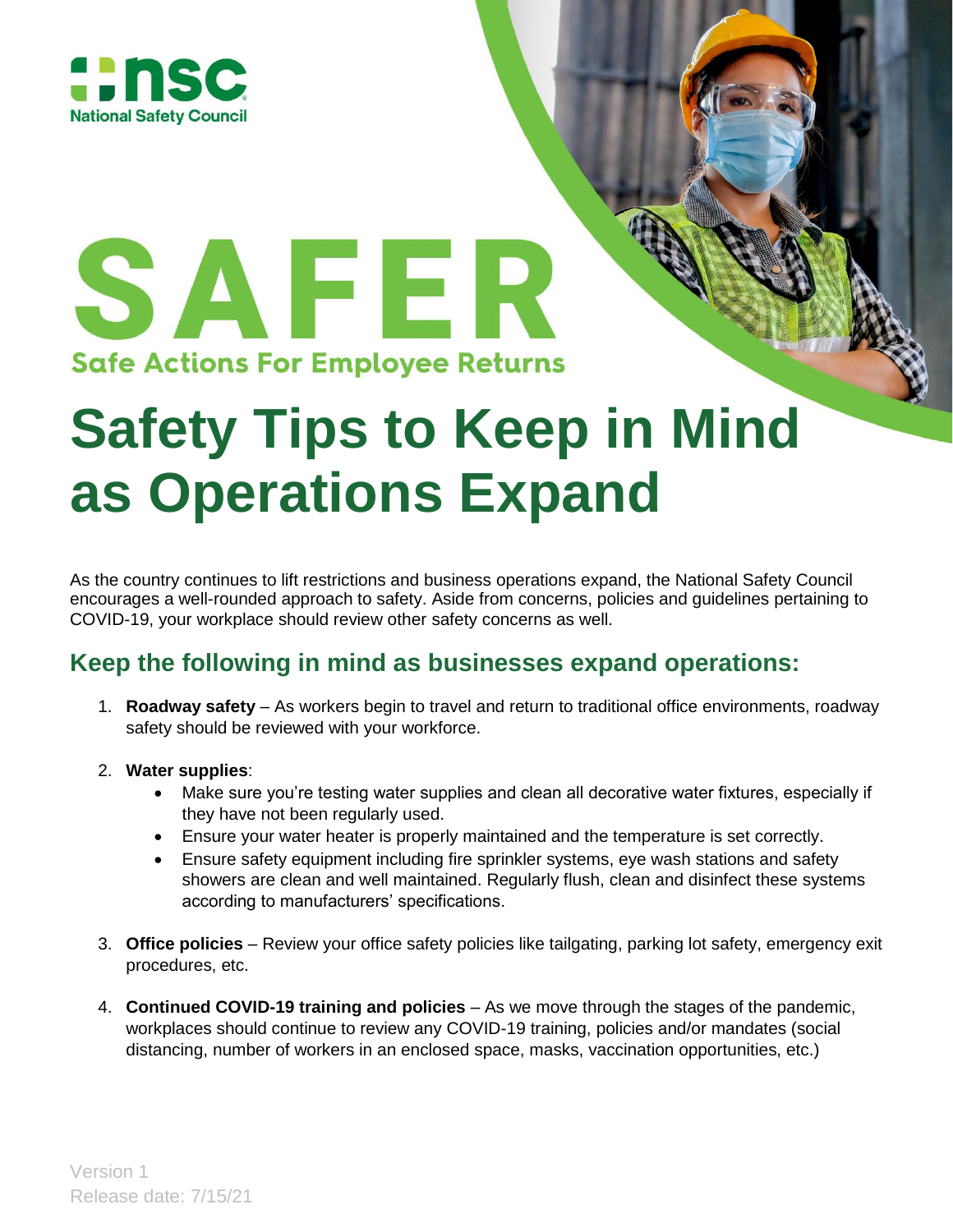nsc
National Safety Council

# SAFER

**Safe Actions For Employee Returns**

# Safety Tips to Keep in Mind as Operations Expand

As the country continues to lift restrictions and business operations expand, the National Safety Council encourages a well-rounded approach to safety. Aside from concerns, policies and guidelines pertaining to COVID-19, your workplace should review other safety concerns as well.

## Keep the following in mind as businesses expand operations:

1. **Roadway safety** – As workers begin to travel and return to traditional office environments, roadway safety should be reviewed with your workforce.

2. **Water supplies**:
    - Make sure you're testing water supplies and clean all decorative water fixtures, especially if they have not been regularly used.
    - Ensure your water heater is properly maintained and the temperature is set correctly.
    - Ensure safety equipment including fire sprinkler systems, eye wash stations and safety showers are clean and well maintained. Regularly flush, clean and disinfect these systems according to manufacturers' specifications.

3. **Office policies** – Review your office safety policies like tailgating, parking lot safety, emergency exit procedures, etc.

4. **Continued COVID-19 training and policies** – As we move through the stages of the pandemic, workplaces should continue to review any COVID-19 training, policies and/or mandates (social distancing, number of workers in an enclosed space, masks, vaccination opportunities, etc.)

Version 1
Release date: 7/15/21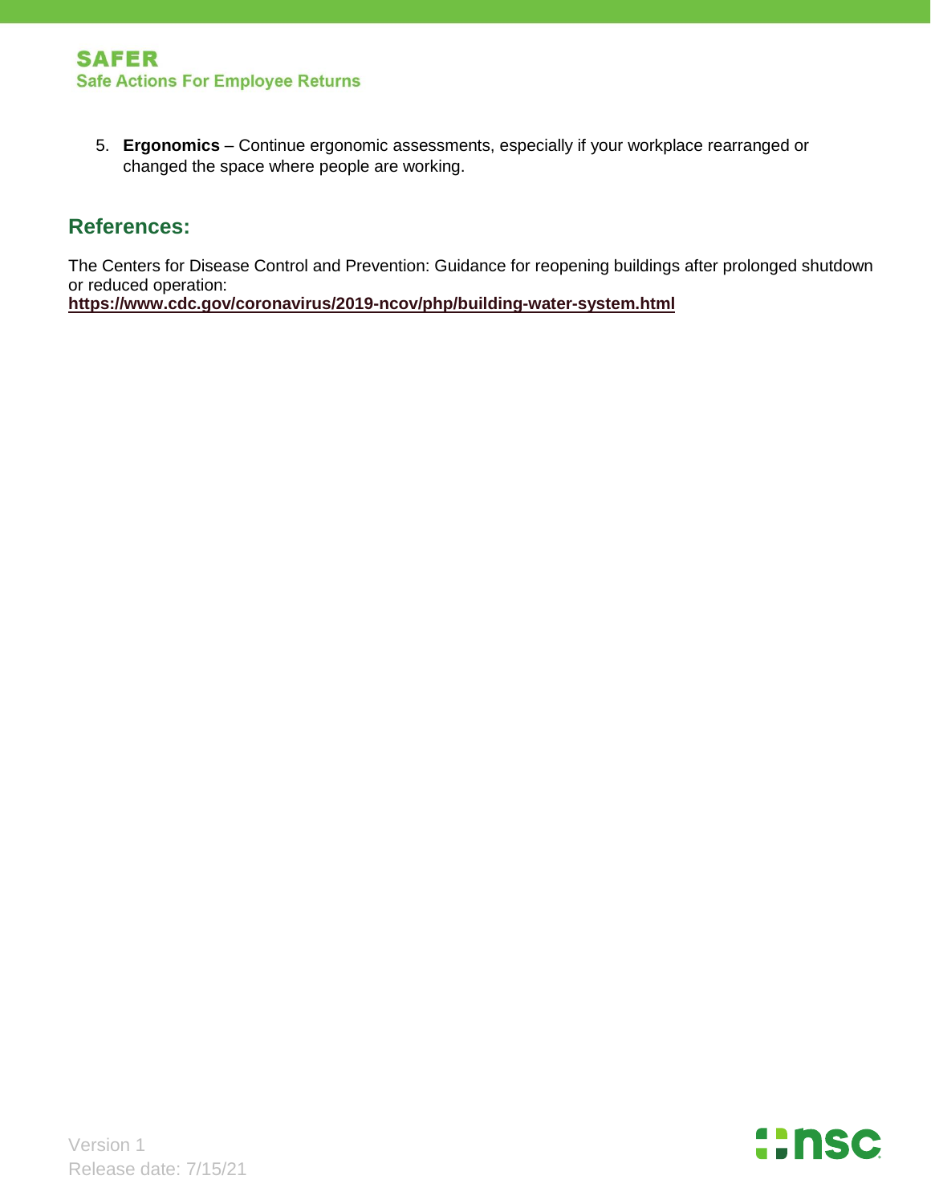5. **Ergonomics** – Continue ergonomic assessments, especially if your workplace rearranged or changed the space where people are working.

## References:

The Centers for Disease Control and Prevention: Guidance for reopening buildings after prolonged shutdown or reduced operation:
**https://www.cdc.gov/coronavirus/2019-ncov/php/building-water-system.html**

Version 1
Release date: 7/15/21